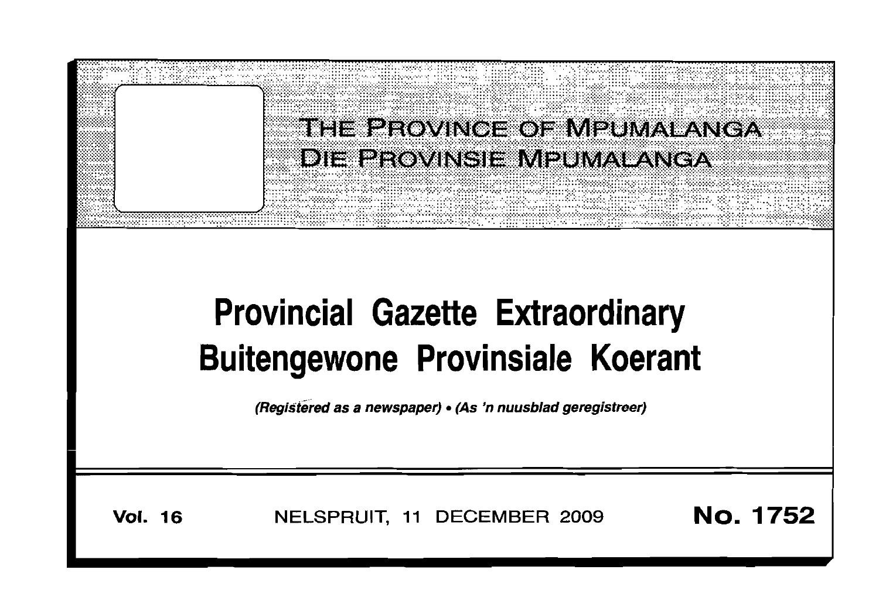# THE PROVINCE OF MPUMALANGA
# DIE PROVINSIE MPUMALANGA

# Provincial Gazette Extraordinary
# Buitengewone Provinsiale Koerant

*(Registered as a newspaper) • (As 'n nuusblad geregistreer)*

**Vol. 16** NELSPRUIT, 11 DECEMBER 2009 **No. 1752**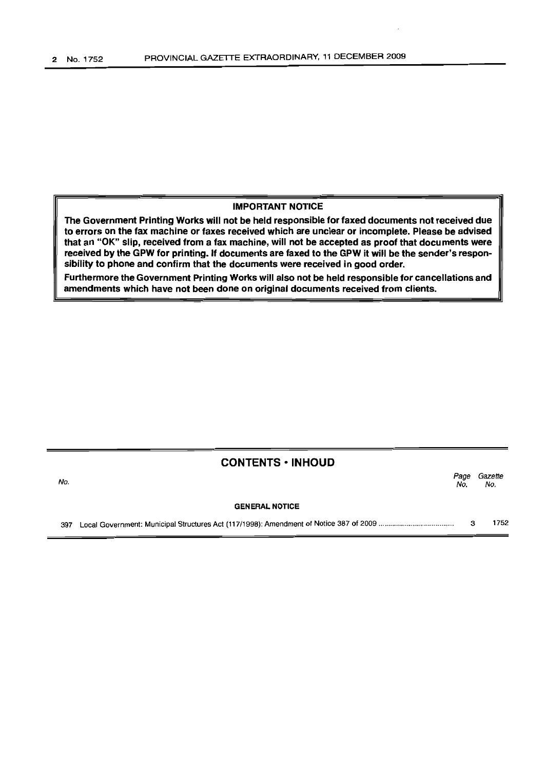**IMPORTANT NOTICE**

**The Government Printing Works will not be held responsible for faxed documents not received due to errors on the fax machine or faxes received which are unclear or incomplete. Please be advised that an "OK" slip, received from a fax machine, will not be accepted as proof that documents were received by the GPW for printing. If documents are faxed to the GPW it will be the sender's responsibility to phone and confirm that the documents were received in good order.**

**Furthermore the Government Printing Works will also not be held responsible for cancellations and amendments which have not been done on original documents received from clients.**

## CONTENTS • INHOUD

| No. | | Page No. | Gazette No. |
|---|---|---|---|
| | **GENERAL NOTICE** | | |
| 397 | Local Government: Municipal Structures Act (117/1998): Amendment of Notice 387 of 2009 .................................... | 3 | 1752 |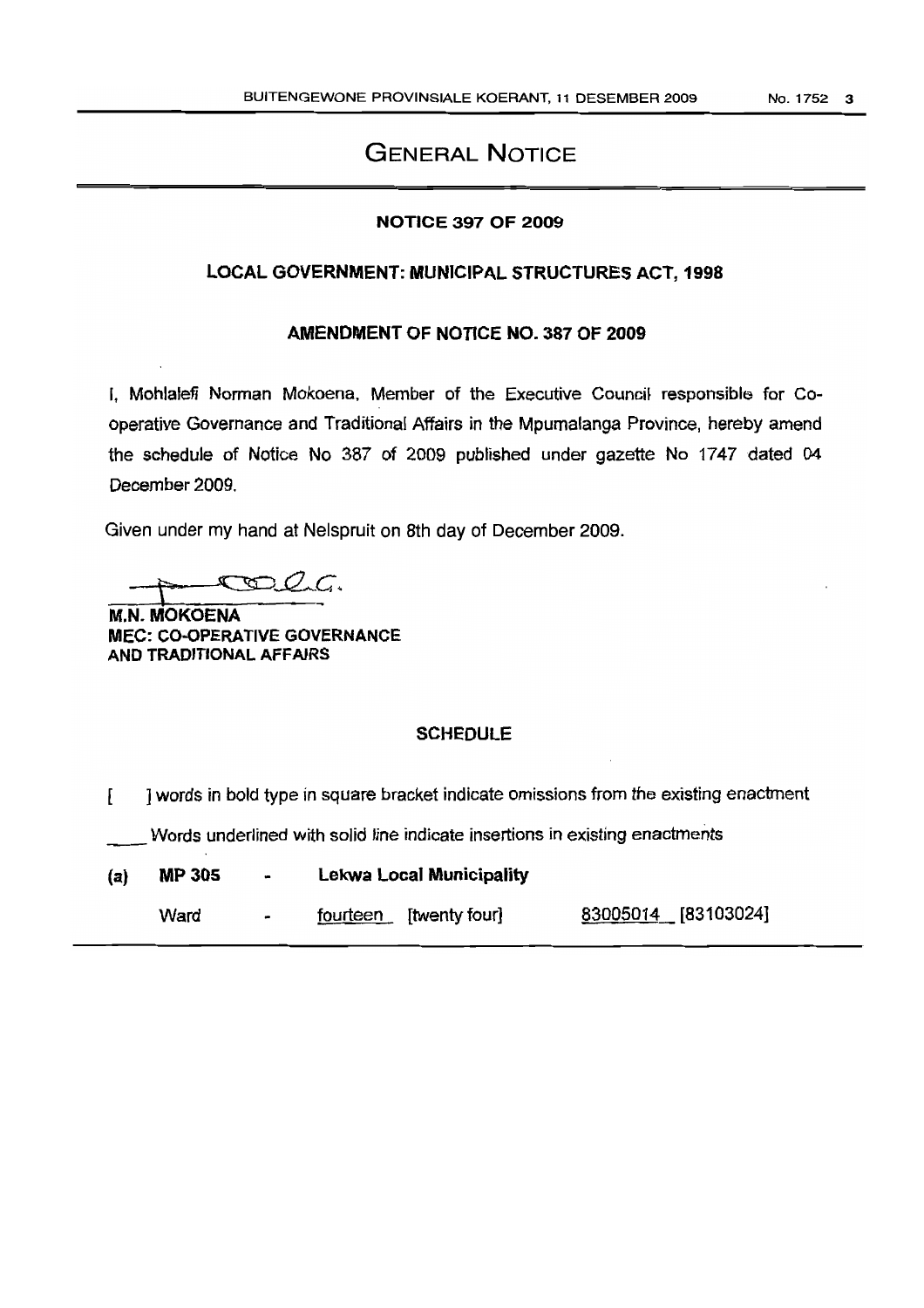# GENERAL NOTICE

## NOTICE 397 OF 2009

### LOCAL GOVERNMENT: MUNICIPAL STRUCTURES ACT, 1998

### AMENDMENT OF NOTICE NO. 387 OF 2009

I, Mohlalefi Norman Mokoena, Member of the Executive Council responsible for Co-operative Governance and Traditional Affairs in the Mpumalanga Province, hereby amend the schedule of Notice No 387 of 2009 published under gazette No 1747 dated 04 December 2009.

Given under my hand at Nelspruit on 8th day of December 2009.

**M.N. MOKOENA**
**MEC: CO-OPERATIVE GOVERNANCE AND TRADITIONAL AFFAIRS**

### SCHEDULE

[ ] words in bold type in square bracket indicate omissions from the existing enactment

\_\_\_\_ Words underlined with solid line indicate insertions in existing enactments

| | | | | |
|---|---|---|---|---|
| **(a)** | **MP 305** | - | **Lekwa Local Municipality** | |
| | Ward | - | <u>fourteen</u> [twenty four] | <u>83005014</u> [83103024] |